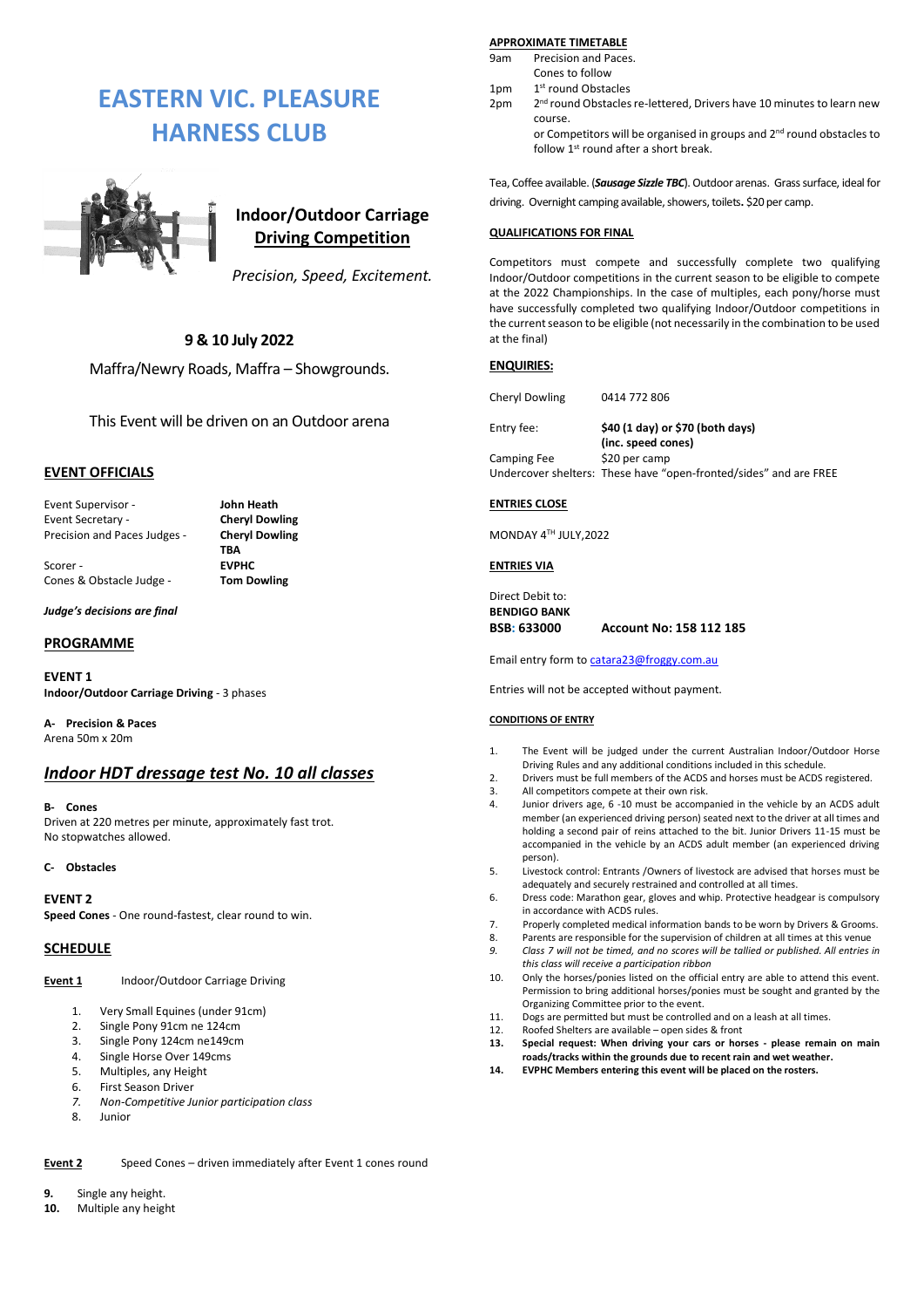# EASTERN VIC. PLEASURE HARNESS CLUB

## Indoor/Outdoor Carriage Driving Competition

*Precision, Speed, Excitement.*

**9 & 10 July 2022**

Maffra/Newry Roads, Maffra – Showgrounds.

This Event will be driven on an Outdoor arena

## EVENT OFFICIALS

| | |
|---|---|
| Event Supervisor - | **John Heath** |
| Event Secretary - | **Cheryl Dowling** |
| Precision and Paces Judges - | **Cheryl Dowling**<br>**TBA** |
| Scorer - | **EVPHC** |
| Cones & Obstacle Judge - | **Tom Dowling** |

***Judge's decisions are final***

## PROGRAMME

**EVENT 1**
**Indoor/Outdoor Carriage Driving** - 3 phases

**A- Precision & Paces**
Arena 50m x 20m

## *Indoor HDT dressage test No. 10 all classes*

**B- Cones**
Driven at 220 metres per minute, approximately fast trot.
No stopwatches allowed.

**C- Obstacles**

**EVENT 2**
**Speed Cones** - One round-fastest, clear round to win.

## SCHEDULE

**Event 1** Indoor/Outdoor Carriage Driving

1. Very Small Equines (under 91cm)
2. Single Pony 91cm ne 124cm
3. Single Pony 124cm ne149cm
4. Single Horse Over 149cms
5. Multiples, any Height
6. First Season Driver
7. *Non-Competitive Junior participation class*
8. Junior

**Event 2** Speed Cones – driven immediately after Event 1 cones round

**9.** Single any height.
**10.** Multiple any height

## APPROXIMATE TIMETABLE

| | |
|---|---|
| 9am | Precision and Paces.<br>Cones to follow |
| 1pm | 1st round Obstacles |
| 2pm | 2nd round Obstacles re-lettered, Drivers have 10 minutes to learn new course.<br>or Competitors will be organised in groups and 2nd round obstacles to follow 1st round after a short break. |

Tea, Coffee available. (***Sausage Sizzle TBC***). Outdoor arenas. Grass surface, ideal for driving. Overnight camping available, showers, toilets**.** $20 per camp.

## QUALIFICATIONS FOR FINAL

Competitors must compete and successfully complete two qualifying Indoor/Outdoor competitions in the current season to be eligible to compete at the 2022 Championships. In the case of multiples, each pony/horse must have successfully completed two qualifying Indoor/Outdoor competitions in the current season to be eligible (not necessarily in the combination to be used at the final)

## ENQUIRIES:

| | |
|---|---|
| Cheryl Dowling | 0414 772 806 |
| Entry fee: | **$40 (1 day) or $70 (both days) (inc. speed cones)** |
| Camping Fee | $20 per camp |

Undercover shelters: These have "open-fronted/sides" and are FREE

## ENTRIES CLOSE

MONDAY 4TH JULY,2022

## ENTRIES VIA

Direct Debit to:
**BENDIGO BANK**
**BSB: 633000** **Account No: 158 112 185**

Email entry form to catara23@froggy.com.au

Entries will not be accepted without payment.

## CONDITIONS OF ENTRY

1. The Event will be judged under the current Australian Indoor/Outdoor Horse Driving Rules and any additional conditions included in this schedule.
2. Drivers must be full members of the ACDS and horses must be ACDS registered.
3. All competitors compete at their own risk.
4. Junior drivers age, 6 -10 must be accompanied in the vehicle by an ACDS adult member (an experienced driving person) seated next to the driver at all times and holding a second pair of reins attached to the bit. Junior Drivers 11-15 must be accompanied in the vehicle by an ACDS adult member (an experienced driving person).
5. Livestock control: Entrants /Owners of livestock are advised that horses must be adequately and securely restrained and controlled at all times.
6. Dress code: Marathon gear, gloves and whip. Protective headgear is compulsory in accordance with ACDS rules.
7. Properly completed medical information bands to be worn by Drivers & Grooms.
8. Parents are responsible for the supervision of children at all times at this venue
9. *Class 7 will not be timed, and no scores will be tallied or published. All entries in this class will receive a participation ribbon*
10. Only the horses/ponies listed on the official entry are able to attend this event. Permission to bring additional horses/ponies must be sought and granted by the Organizing Committee prior to the event.
11. Dogs are permitted but must be controlled and on a leash at all times.
12. Roofed Shelters are available – open sides & front
13. **Special request: When driving your cars or horses - please remain on main roads/tracks within the grounds due to recent rain and wet weather.**
14. **EVPHC Members entering this event will be placed on the rosters.**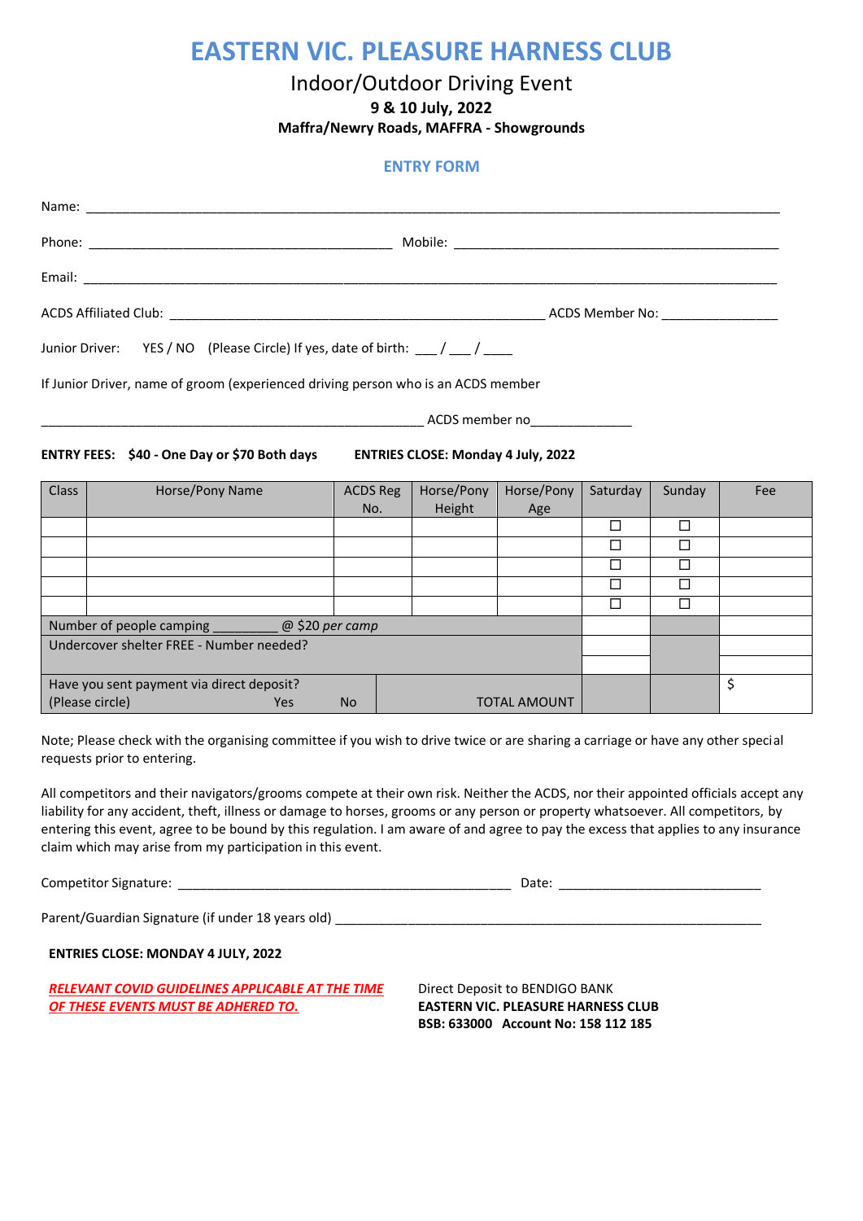# EASTERN VIC. PLEASURE HARNESS CLUB

## Indoor/Outdoor Driving Event

**9 & 10 July, 2022**

**Maffra/Newry Roads, MAFFRA - Showgrounds**

### ENTRY FORM

Name: ____________________________________________________________________________________

Phone: ________________________________________ Mobile: ______________________________________________

Email: ____________________________________________________________________________________

ACDS Affiliated Club: ________________________________________________ ACDS Member No: ________________

Junior Driver: YES / NO (Please Circle) If yes, date of birth: ___ / ___ / ____

If Junior Driver, name of groom (experienced driving person who is an ACDS member

_______________________________________________________ ACDS member no______________

**ENTRY FEES: $40 - One Day or $70 Both days** **ENTRIES CLOSE: Monday 4 July, 2022**

| Class | Horse/Pony Name | ACDS Reg No. | Horse/Pony Height | Horse/Pony Age | Saturday | Sunday | Fee |
|---|---|---|---|---|---|---|---|
| | | | | | ☐ | ☐ | |
| | | | | | ☐ | ☐ | |
| | | | | | ☐ | ☐ | |
| | | | | | ☐ | ☐ | |
| | | | | | ☐ | ☐ | |
| Number of people camping _________ @ $20 *per camp* | | | | | | | |
| Undercover shelter FREE - Number needed? | | | | | | | |
| Have you sent payment via direct deposit? (Please circle) Yes No | | | TOTAL AMOUNT | | | | $ |

Note; Please check with the organising committee if you wish to drive twice or are sharing a carriage or have any other special requests prior to entering.

All competitors and their navigators/grooms compete at their own risk. Neither the ACDS, nor their appointed officials accept any liability for any accident, theft, illness or damage to horses, grooms or any person or property whatsoever. All competitors, by entering this event, agree to be bound by this regulation. I am aware of and agree to pay the excess that applies to any insurance claim which may arise from my participation in this event.

Competitor Signature: _______________________________________________ Date: ____________________________

Parent/Guardian Signature (if under 18 years old) ______________________________________________________________

**ENTRIES CLOSE: MONDAY 4 JULY, 2022**

***RELEVANT COVID GUIDELINES APPLICABLE AT THE TIME OF THESE EVENTS MUST BE ADHERED TO.***

Direct Deposit to BENDIGO BANK
**EASTERN VIC. PLEASURE HARNESS CLUB**
**BSB: 633000 Account No: 158 112 185**